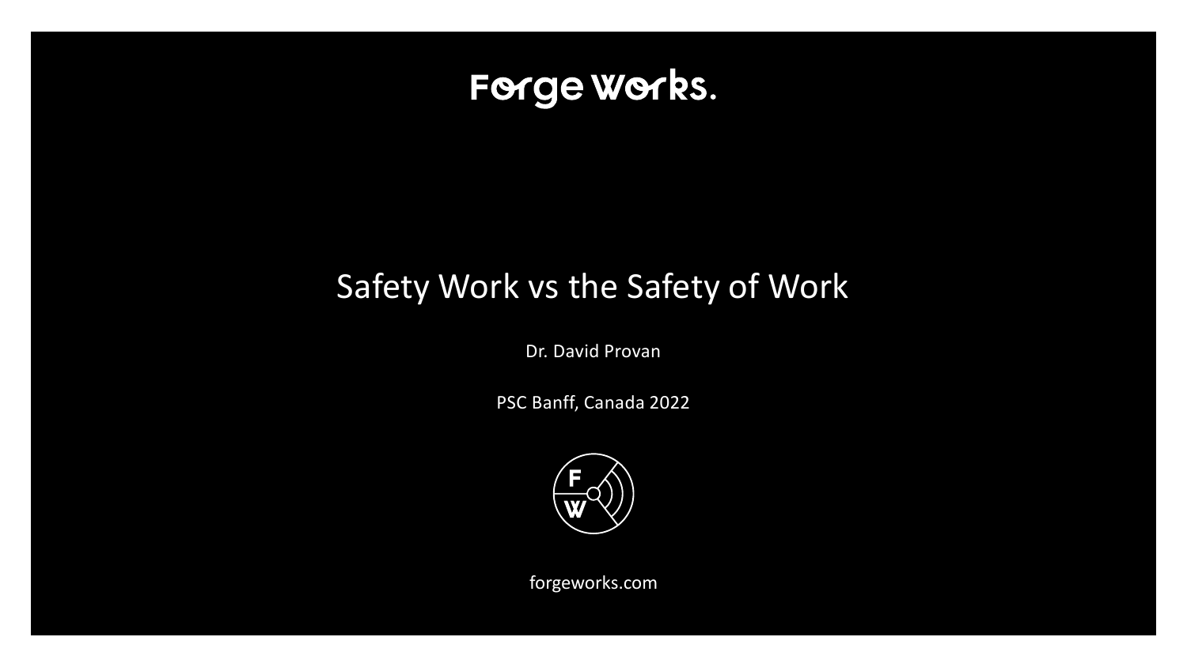Forge Works.

# Safety Work vs the Safety of Work

Dr. David Provan

PSC Banff, Canada 2022

forgeworks.com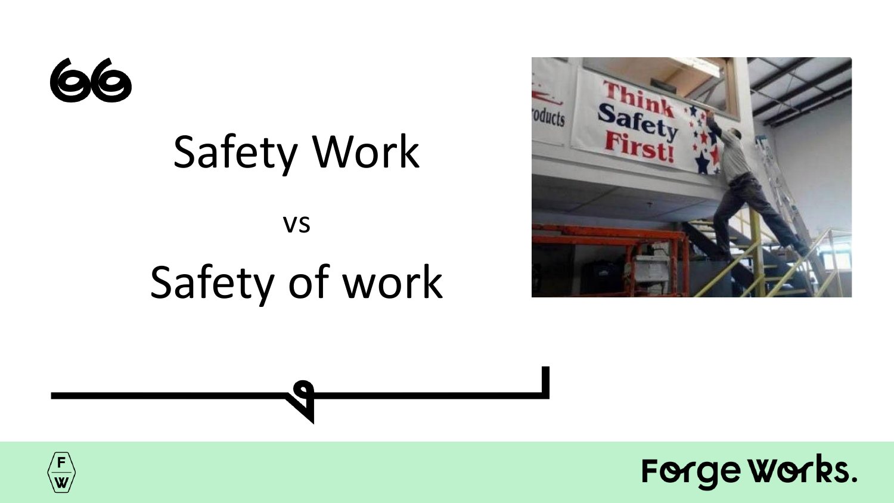Safety Work

vs

Safety of work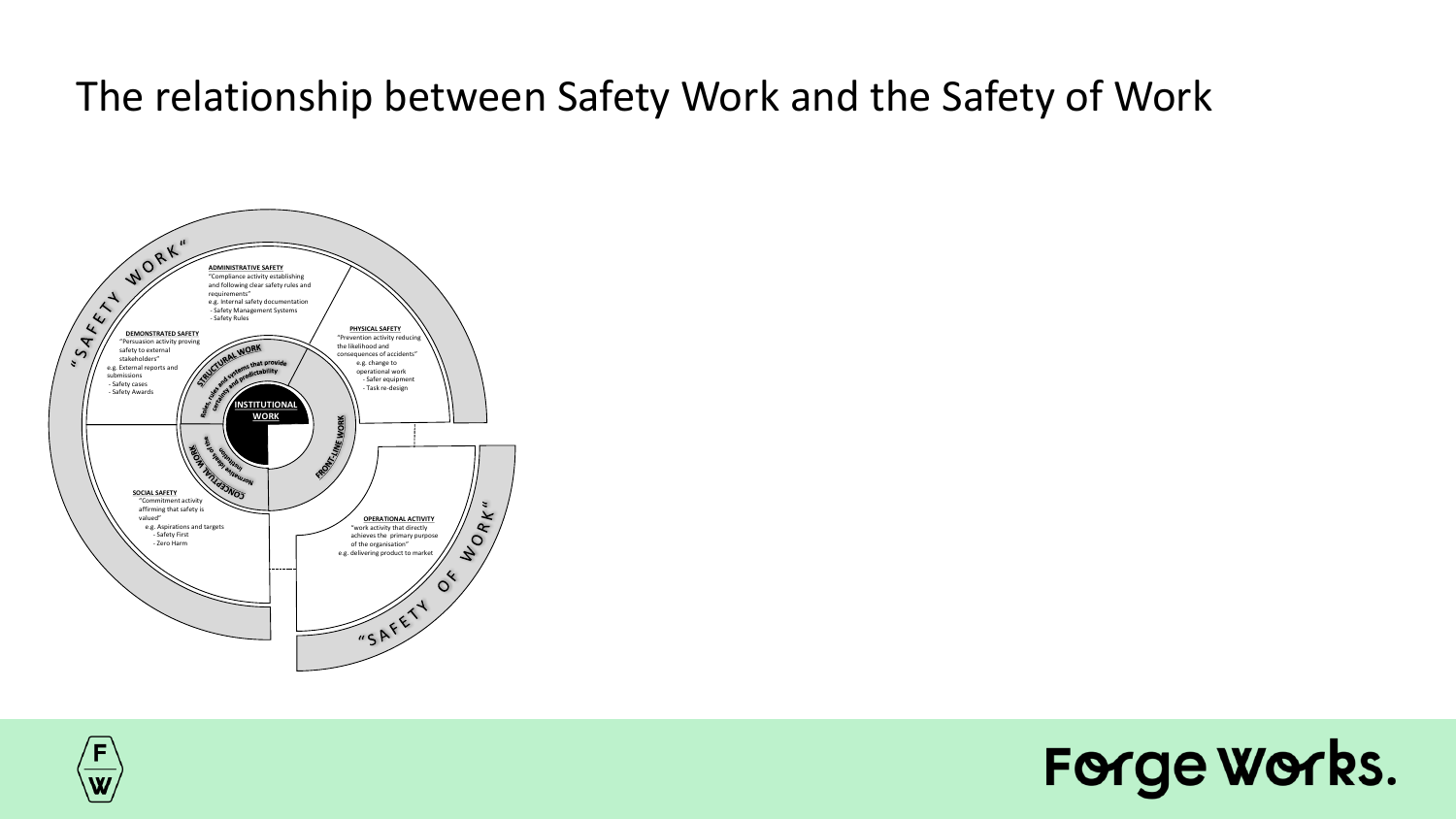# The relationship between Safety Work and the Safety of Work

"SAFETY WORK"

**ADMINISTRATIVE SAFETY**
"Compliance activity establishing and following clear safety rules and requirements"
e.g. Internal safety documentation
- Safety Management Systems
- Safety Rules

**DEMONSTRATED SAFETY**
"Persuasion activity proving safety to external stakeholders"
e.g. External reports and submissions
- Safety cases
- Safety Awards

**PHYSICAL SAFETY**
"Prevention activity reducing the likelihood and consequences of accidents"
e.g. change to operational work
- Safer equipment
- Task re-design

**STRUCTURAL WORK**
Roles, rules and systems that provide certainty and predictability

**INSTITUTIONAL WORK**

**FRONT-LINE WORK**

**CONCEPTUAL WORK**
Normative ideals of the institution

**SOCIAL SAFETY**
"Commitment activity affirming that safety is valued"
e.g. Aspirations and targets
- Safety First
- Zero Harm

**OPERATIONAL ACTIVITY**
"work activity that directly achieves the primary purpose of the organisation"
e.g. delivering product to market

"SAFETY OF WORK"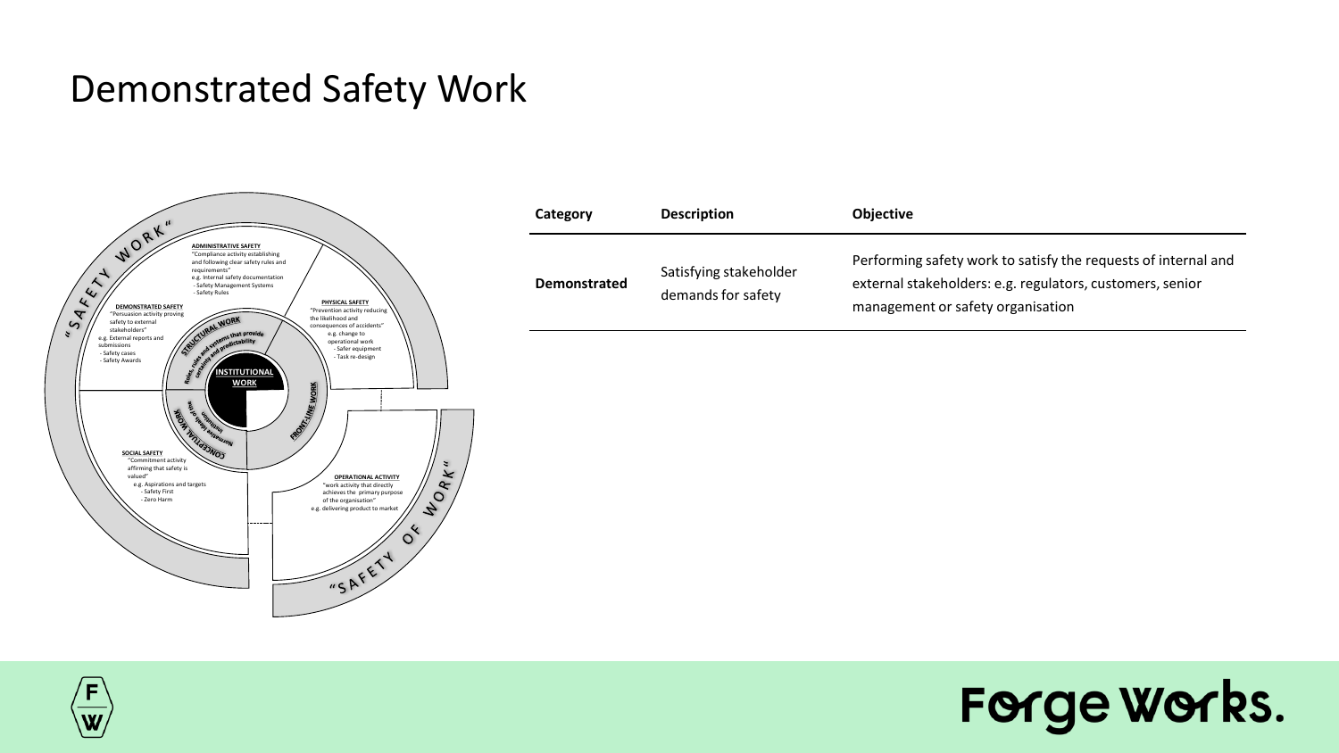# Demonstrated Safety Work

"SAFETY WORK"

**ADMINISTRATIVE SAFETY**
"Compliance activity establishing and following clear safety rules and requirements"
e.g. Internal safety documentation
- Safety Management Systems
- Safety Rules

**PHYSICAL SAFETY**
"Prevention activity reducing the likelihood and consequences of accidents"
e.g. change to operational work
- Safer equipment
- Task re-design

**DEMONSTRATED SAFETY**
"Persuasion activity proving safety to external stakeholders"
e.g. External reports and submissions
- Safety cases
- Safety Awards

**SOCIAL SAFETY**
"Commitment activity affirming that safety is valued"
e.g. Aspirations and targets
- Safety First
- Zero Harm

**OPERATIONAL ACTIVITY**
"work activity that directly achieves the primary purpose of the organisation"
e.g. delivering product to market

STRUCTURAL WORK — Roles, rules and systems that provide certainty and predictability

CONCEPTUAL WORK — Normative ideals of the institution

FRONT-LINE WORK

INSTITUTIONAL WORK

"SAFETY OF WORK"

| Category | Description | Objective |
| --- | --- | --- |
| **Demonstrated** | Satisfying stakeholder demands for safety | Performing safety work to satisfy the requests of internal and external stakeholders: e.g. regulators, customers, senior management or safety organisation |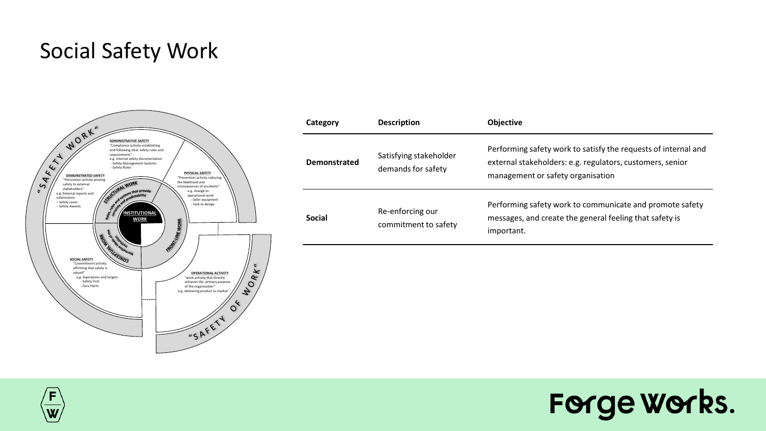# Social Safety Work

| Category | Description | Objective |
| --- | --- | --- |
| **Demonstrated** | Satisfying stakeholder demands for safety | Performing safety work to satisfy the requests of internal and external stakeholders: e.g. regulators, customers, senior management or safety organisation |
| **Social** | Re-enforcing our commitment to safety | Performing safety work to communicate and promote safety messages, and create the general feeling that safety is important. |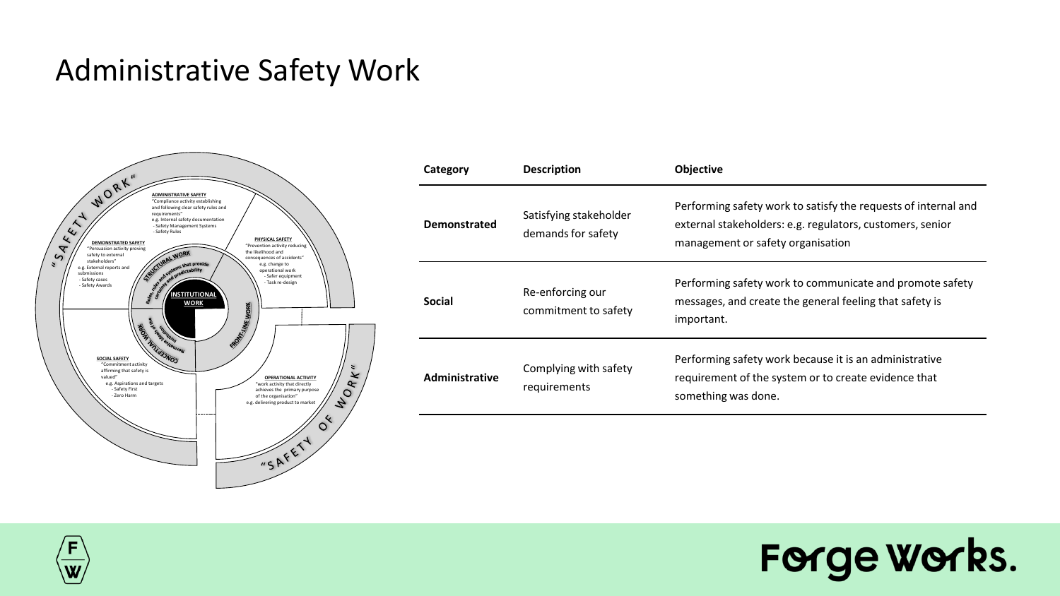# Administrative Safety Work

| Category | Description | Objective |
| --- | --- | --- |
| **Demonstrated** | Satisfying stakeholder demands for safety | Performing safety work to satisfy the requests of internal and external stakeholders: e.g. regulators, customers, senior management or safety organisation |
| **Social** | Re-enforcing our commitment to safety | Performing safety work to communicate and promote safety messages, and create the general feeling that safety is important. |
| **Administrative** | Complying with safety requirements | Performing safety work because it is an administrative requirement of the system or to create evidence that something was done. |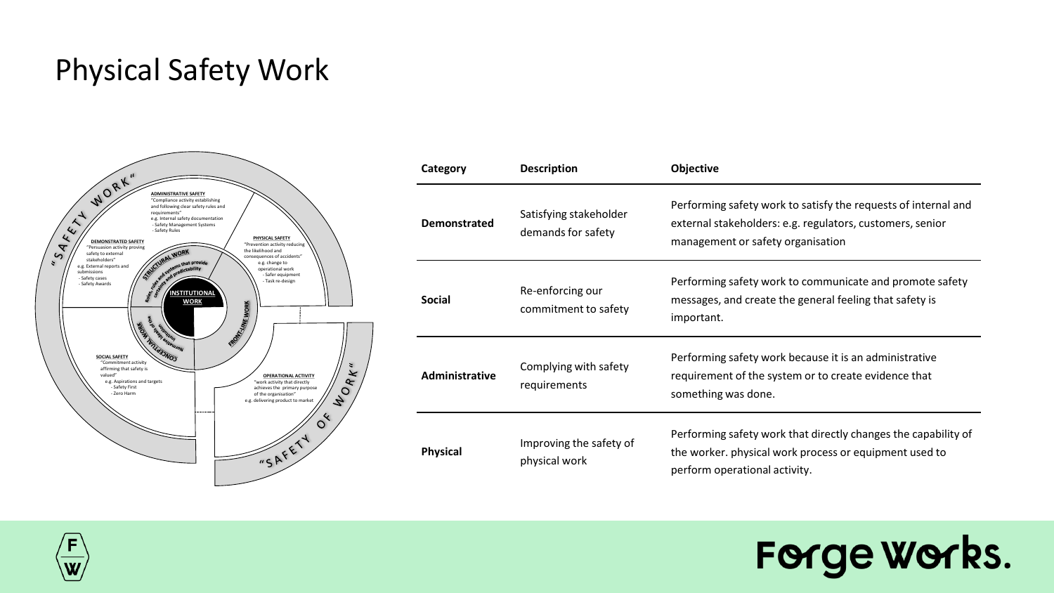# Physical Safety Work

“SAFETY WORK”

**ADMINISTRATIVE SAFETY**
"Compliance activity establishing and following clear safety rules and requirements"
e.g. Internal safety documentation
- Safety Management Systems
- Safety Rules

**DEMONSTRATED SAFETY**
"Persuasion activity proving safety to external stakeholders"
e.g. External reports and submissions
- Safety cases
- Safety Awards

**PHYSICAL SAFETY**
"Prevention activity reducing the likelihood and consequences of accidents"
e.g. change to operational work
- Safer equipment
- Task re-design

**STRUCTURAL WORK**
Roles, rules and systems that provide certainty and predictability

**INSTITUTIONAL WORK**

**FRONT-LINE WORK**

**CONCEPTUAL WORK**
Normative ideals of the institution

**SOCIAL SAFETY**
"Commitment activity affirming that safety is valued"
e.g. Aspirations and targets
- Safety First
- Zero Harm

**OPERATIONAL ACTIVITY**
"work activity that directly achieves the primary purpose of the organisation"
e.g. delivering product to market

“SAFETY OF WORK”

| Category | Description | Objective |
| --- | --- | --- |
| **Demonstrated** | Satisfying stakeholder demands for safety | Performing safety work to satisfy the requests of internal and external stakeholders: e.g. regulators, customers, senior management or safety organisation |
| **Social** | Re-enforcing our commitment to safety | Performing safety work to communicate and promote safety messages, and create the general feeling that safety is important. |
| **Administrative** | Complying with safety requirements | Performing safety work because it is an administrative requirement of the system or to create evidence that something was done. |
| **Physical** | Improving the safety of physical work | Performing safety work that directly changes the capability of the worker. physical work process or equipment used to perform operational activity. |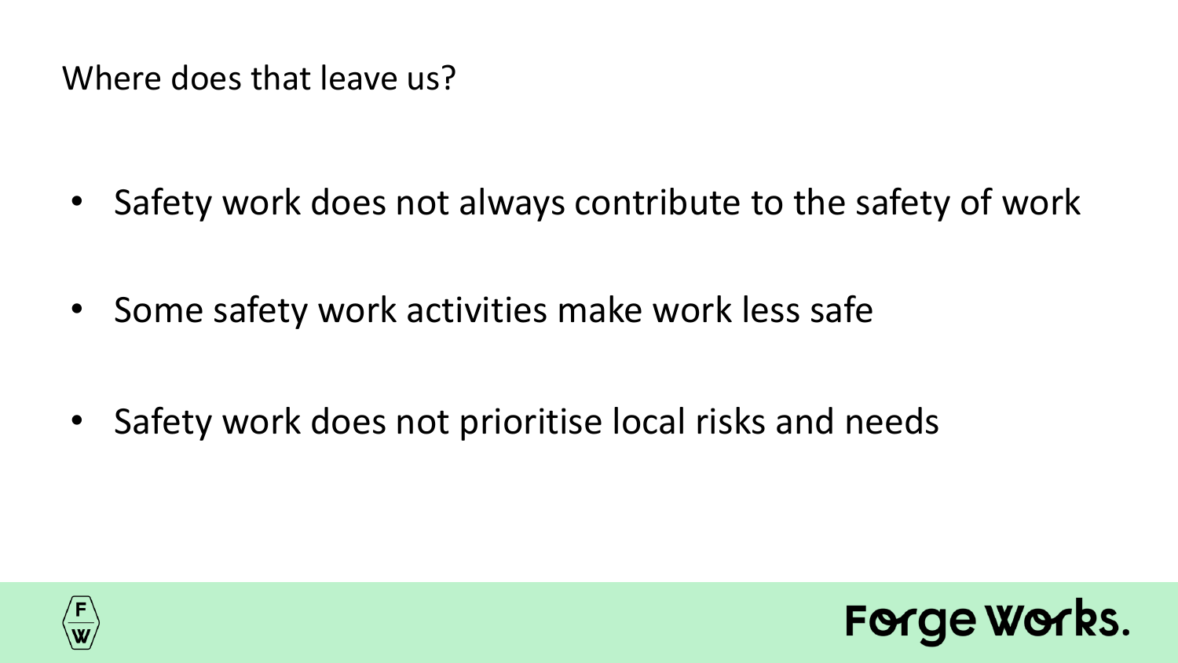## Where does that leave us?

- Safety work does not always contribute to the safety of work
- Some safety work activities make work less safe
- Safety work does not prioritise local risks and needs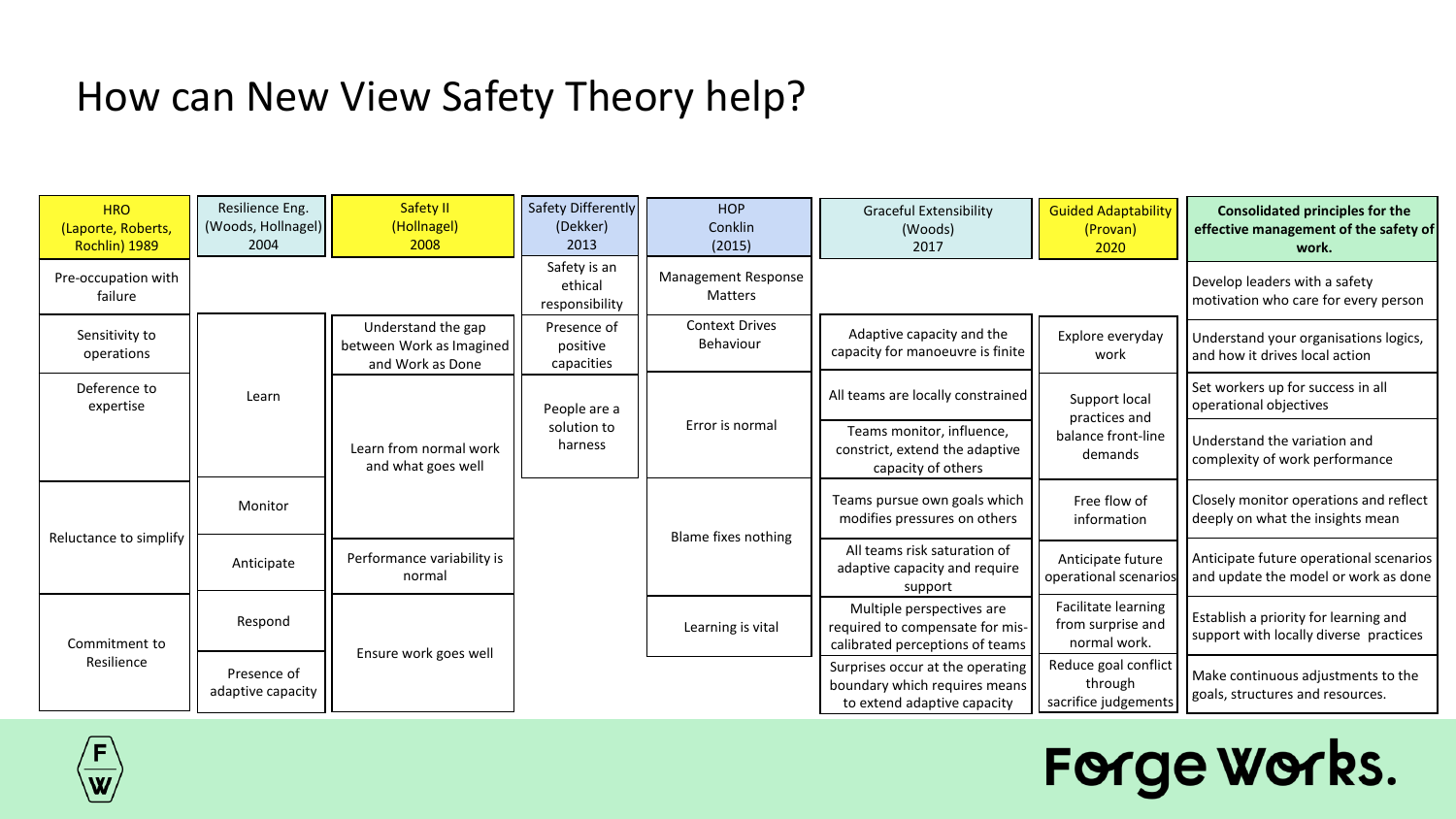# How can New View Safety Theory help?

| HRO (Laporte, Roberts, Rochlin) 1989 | Resilience Eng. (Woods, Hollnagel) 2004 | Safety II (Hollnagel) 2008 | Safety Differently (Dekker) 2013 | HOP Conklin (2015) | Graceful Extensibility (Woods) 2017 | Guided Adaptability (Provan) 2020 | **Consolidated principles for the effective management of the safety of work.** |
|---|---|---|---|---|---|---|---|
| Pre-occupation with failure | | | Safety is an ethical responsibility | Management Response Matters | | | Develop leaders with a safety motivation who care for every person |
| Sensitivity to operations | Learn | Understand the gap between Work as Imagined and Work as Done | Presence of positive capacities | Context Drives Behaviour | Adaptive capacity and the capacity for manoeuvre is finite | Explore everyday work | Understand your organisations logics, and how it drives local action |
| Deference to expertise | | Learn from normal work and what goes well | People are a solution to harness | Error is normal | All teams are locally constrained | Support local practices and balance front-line demands | Set workers up for success in all operational objectives |
| | | | | | Teams monitor, influence, constrict, extend the adaptive capacity of others | | Understand the variation and complexity of work performance |
| Reluctance to simplify | Monitor | | | Blame fixes nothing | Teams pursue own goals which modifies pressures on others | Free flow of information | Closely monitor operations and reflect deeply on what the insights mean |
| | Anticipate | Performance variability is normal | | | All teams risk saturation of adaptive capacity and require support | Anticipate future operational scenarios | Anticipate future operational scenarios and update the model or work as done |
| Commitment to Resilience | Respond | Ensure work goes well | | Learning is vital | Multiple perspectives are required to compensate for mis-calibrated perceptions of teams | Facilitate learning from surprise and normal work. | Establish a priority for learning and support with locally diverse practices |
| | Presence of adaptive capacity | | | | Surprises occur at the operating boundary which requires means to extend adaptive capacity | Reduce goal conflict through sacrifice judgements | Make continuous adjustments to the goals, structures and resources. |

Forge Works.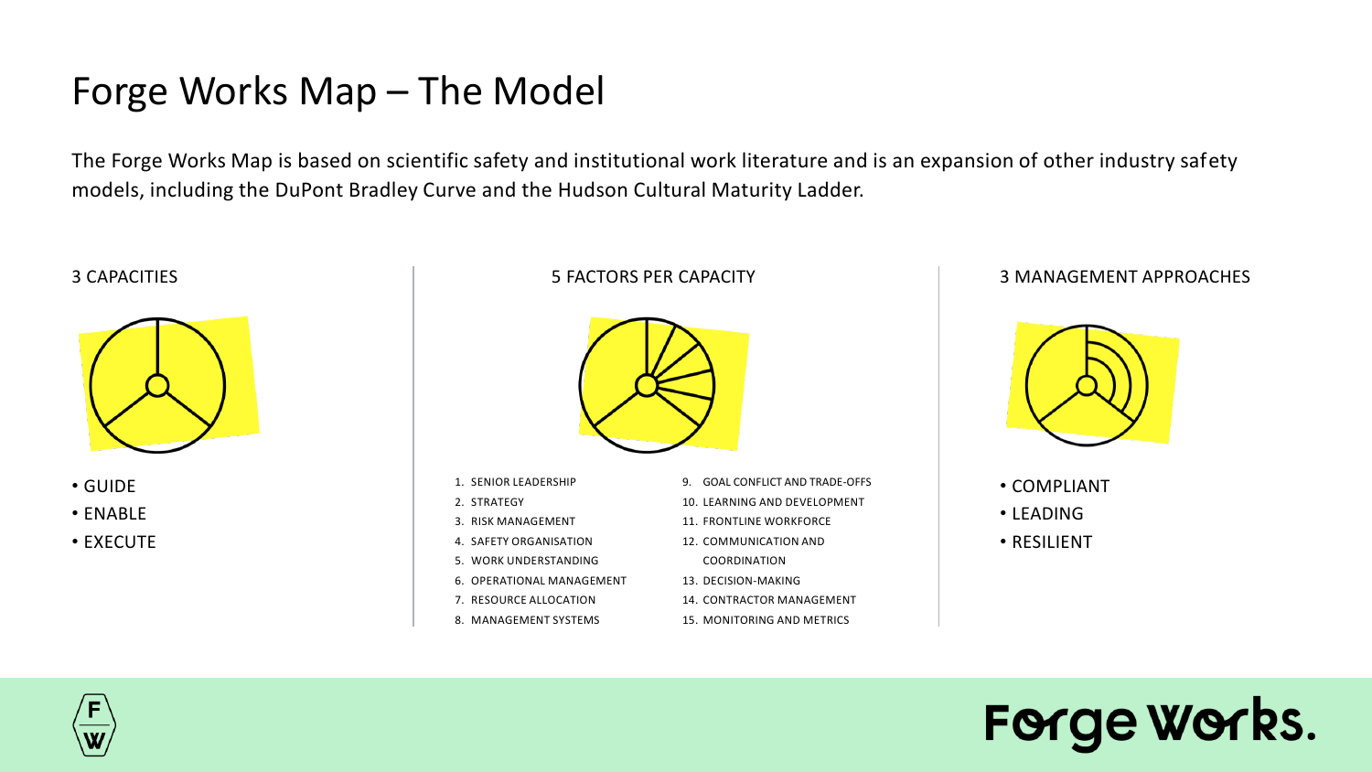# Forge Works Map – The Model

The Forge Works Map is based on scientific safety and institutional work literature and is an expansion of other industry safety models, including the DuPont Bradley Curve and the Hudson Cultural Maturity Ladder.

## 3 CAPACITIES

- GUIDE
- ENABLE
- EXECUTE

## 5 FACTORS PER CAPACITY

1. SENIOR LEADERSHIP
2. STRATEGY
3. RISK MANAGEMENT
4. SAFETY ORGANISATION
5. WORK UNDERSTANDING
6. OPERATIONAL MANAGEMENT
7. RESOURCE ALLOCATION
8. MANAGEMENT SYSTEMS
9. GOAL CONFLICT AND TRADE-OFFS
10. LEARNING AND DEVELOPMENT
11. FRONTLINE WORKFORCE
12. COMMUNICATION AND COORDINATION
13. DECISION-MAKING
14. CONTRACTOR MANAGEMENT
15. MONITORING AND METRICS

## 3 MANAGEMENT APPROACHES

- COMPLIANT
- LEADING
- RESILIENT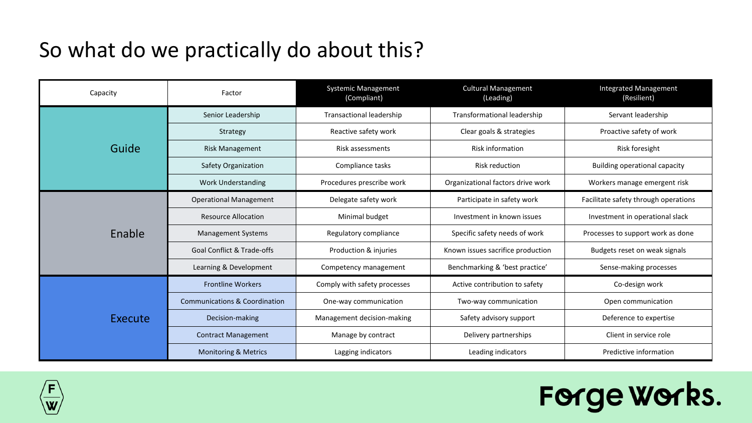# So what do we practically do about this?

| Capacity | Factor | Systemic Management (Compliant) | Cultural Management (Leading) | Integrated Management (Resilient) |
|---|---|---|---|---|
| Guide | Senior Leadership | Transactional leadership | Transformational leadership | Servant leadership |
| | Strategy | Reactive safety work | Clear goals & strategies | Proactive safety of work |
| | Risk Management | Risk assessments | Risk information | Risk foresight |
| | Safety Organization | Compliance tasks | Risk reduction | Building operational capacity |
| | Work Understanding | Procedures prescribe work | Organizational factors drive work | Workers manage emergent risk |
| Enable | Operational Management | Delegate safety work | Participate in safety work | Facilitate safety through operations |
| | Resource Allocation | Minimal budget | Investment in known issues | Investment in operational slack |
| | Management Systems | Regulatory compliance | Specific safety needs of work | Processes to support work as done |
| | Goal Conflict & Trade-offs | Production & injuries | Known issues sacrifice production | Budgets reset on weak signals |
| | Learning & Development | Competency management | Benchmarking & 'best practice' | Sense-making processes |
| Execute | Frontline Workers | Comply with safety processes | Active contribution to safety | Co-design work |
| | Communications & Coordination | One-way communication | Two-way communication | Open communication |
| | Decision-making | Management decision-making | Safety advisory support | Deference to expertise |
| | Contract Management | Manage by contract | Delivery partnerships | Client in service role |
| | Monitoring & Metrics | Lagging indicators | Leading indicators | Predictive information |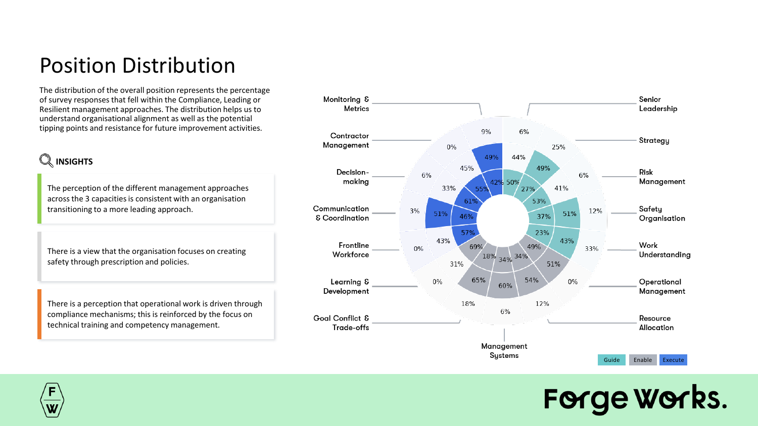# Position Distribution

The distribution of the overall position represents the percentage of survey responses that fell within the Compliance, Leading or Resilient management approaches. The distribution helps us to understand organisational alignment as well as the potential tipping points and resistance for future improvement activities.

## INSIGHTS

The perception of the different management approaches across the 3 capacities is consistent with an organisation transitioning to a more leading approach.

There is a view that the organisation focuses on creating safety through prescription and policies.

There is a perception that operational work is driven through compliance mechanisms; this is reinforced by the focus on technical training and competency management.

Monitoring & Metrics · Senior Leadership · Contractor Management · Strategy · Decision-making · Risk Management · Communication & Coordination · Safety Organisation · Frontline Workforce · Work Understanding · Learning & Development · Operational Management · Goal Conflict & Trade-offs · Resource Allocation · Management Systems

Guide · Enable · Execute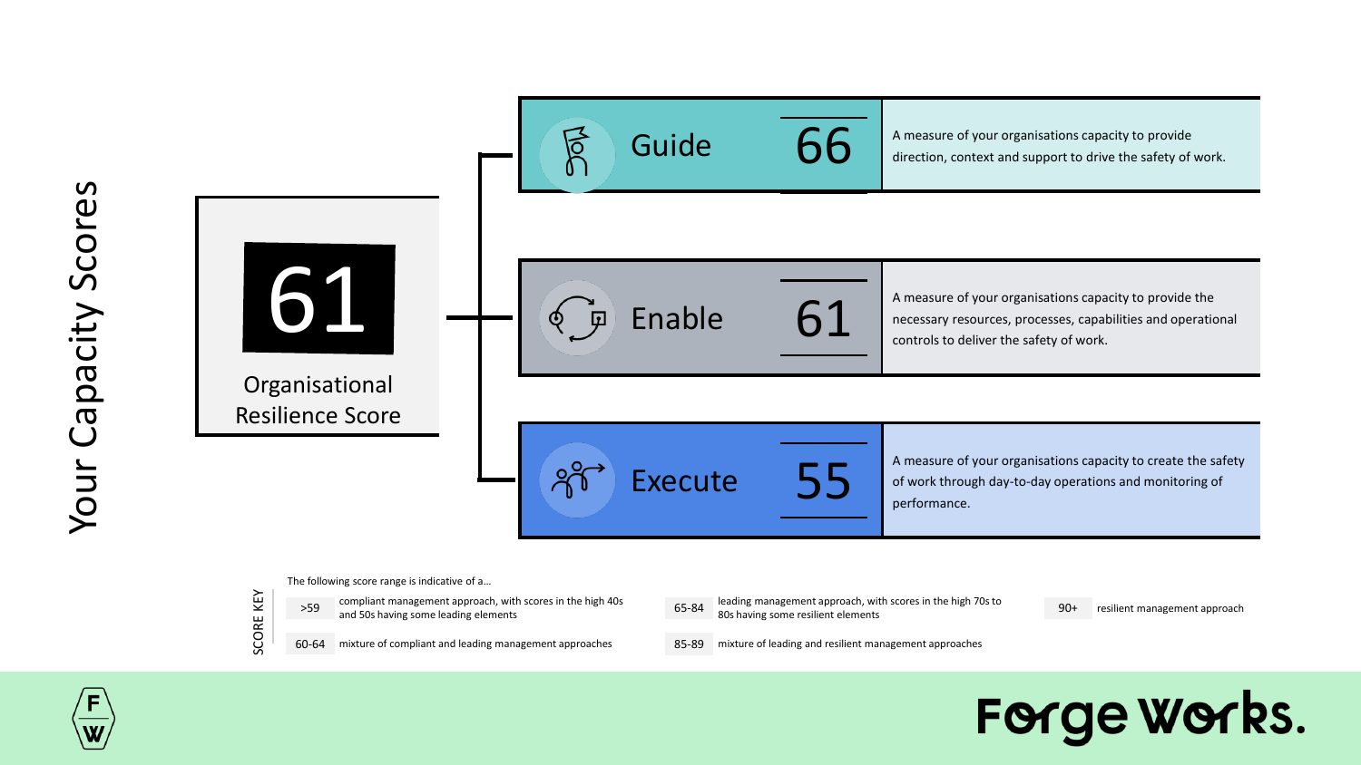# Your Capacity Scores

## 61

Organisational Resilience Score

| Capacity | Score | Description |
|---|---|---|
| Guide | 66 | A measure of your organisations capacity to provide direction, context and support to drive the safety of work. |
| Enable | 61 | A measure of your organisations capacity to provide the necessary resources, processes, capabilities and operational controls to deliver the safety of work. |
| Execute | 55 | A measure of your organisations capacity to create the safety of work through day-to-day operations and monitoring of performance. |

**SCORE KEY**

The following score range is indicative of a…

| Score | Description |
|---|---|
| >59 | compliant management approach, with scores in the high 40s and 50s having some leading elements |
| 60-64 | mixture of compliant and leading management approaches |
| 65-84 | leading management approach, with scores in the high 70s to 80s having some resilient elements |
| 85-89 | mixture of leading and resilient management approaches |
| 90+ | resilient management approach |

Forge Works.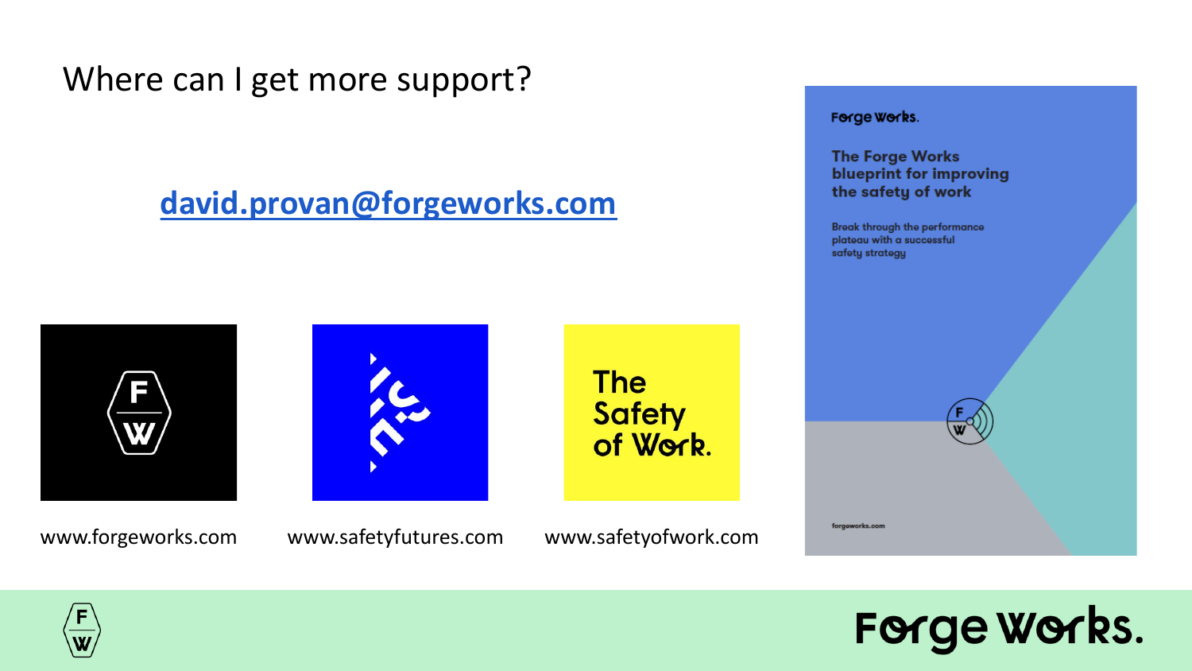# Where can I get more support?

**david.provan@forgeworks.com**

www.forgeworks.com

www.safetyfutures.com

The Safety of Work.

www.safetyofwork.com

Forge Works.

**The Forge Works blueprint for improving the safety of work**

Break through the performance plateau with a successful safety strategy

forgeworks.com